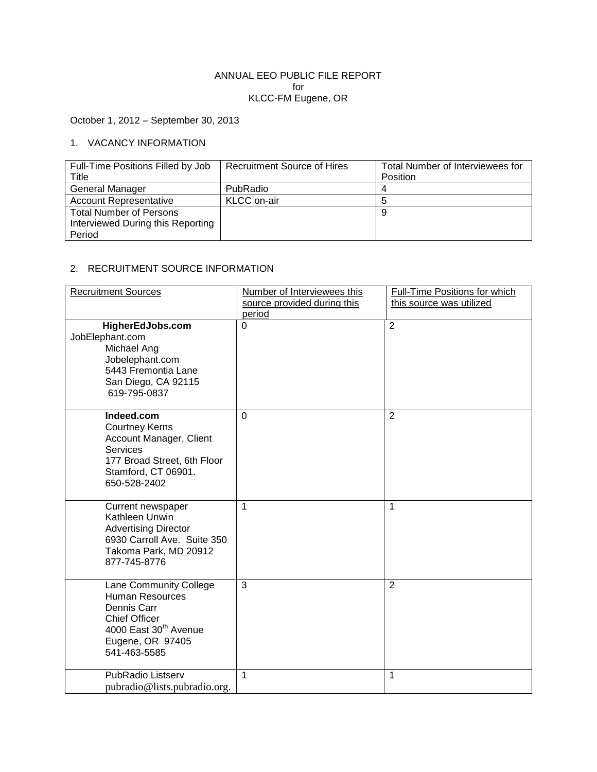ANNUAL EEO PUBLIC FILE REPORT
for
KLCC-FM Eugene, OR

October 1, 2012 – September 30, 2013

1. VACANCY INFORMATION

| Full-Time Positions Filled by Job Title | Recruitment Source of Hires | Total Number of Interviewees for Position |
|---|---|---|
| General Manager | PubRadio | 4 |
| Account Representative | KLCC on-air | 5 |
| Total Number of Persons Interviewed During this Reporting Period | | 9 |

2. RECRUITMENT SOURCE INFORMATION

| Recruitment Sources | Number of Interviewees this source provided during this period | Full-Time Positions for which this source was utilized |
|---|---|---|
| **HigherEdJobs.com** JobElephant.com Michael Ang Jobelephant.com 5443 Fremontia Lane San Diego, CA 92115 619-795-0837 | 0 | 2 |
| **Indeed.com** Courtney Kerns Account Manager, Client Services 177 Broad Street, 6th Floor Stamford, CT 06901. 650-528-2402 | 0 | 2 |
| Current newspaper Kathleen Unwin Advertising Director 6930 Carroll Ave. Suite 350 Takoma Park, MD 20912 877-745-8776 | 1 | 1 |
| Lane Community College Human Resources Dennis Carr Chief Officer 4000 East 30th Avenue Eugene, OR 97405 541-463-5585 | 3 | 2 |
| PubRadio Listserv pubradio@lists.pubradio.org. | 1 | 1 |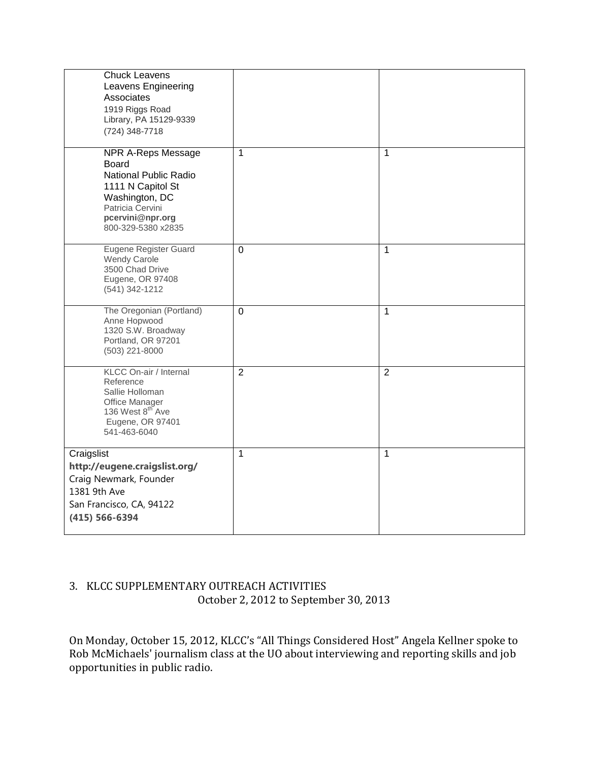| | | |
|---|---|---|
| Chuck Leavens<br>Leavens Engineering Associates<br>1919 Riggs Road<br>Library, PA 15129-9339<br>(724) 348-7718 | | |
| NPR A-Reps Message Board<br>National Public Radio<br>1111 N Capitol St<br>Washington, DC<br>Patricia Cervini<br>**pcervini@npr.org**<br>800-329-5380 x2835 | 1 | 1 |
| Eugene Register Guard<br>Wendy Carole<br>3500 Chad Drive<br>Eugene, OR 97408<br>(541) 342-1212 | 0 | 1 |
| The Oregonian (Portland)<br>Anne Hopwood<br>1320 S.W. Broadway<br>Portland, OR 97201<br>(503) 221-8000 | 0 | 1 |
| KLCC On-air / Internal Reference<br>Sallie Holloman<br>Office Manager<br>136 West 8th Ave<br>Eugene, OR 97401<br>541-463-6040 | 2 | 2 |
| Craigslist<br>**http://eugene.craigslist.org/**<br>Craig Newmark, Founder<br>1381 9th Ave<br>San Francisco, CA, 94122<br>**(415) 566-6394** | 1 | 1 |

3. KLCC SUPPLEMENTARY OUTREACH ACTIVITIES
October 2, 2012 to September 30, 2013

On Monday, October 15, 2012, KLCC's "All Things Considered Host" Angela Kellner spoke to Rob McMichaels' journalism class at the UO about interviewing and reporting skills and job opportunities in public radio.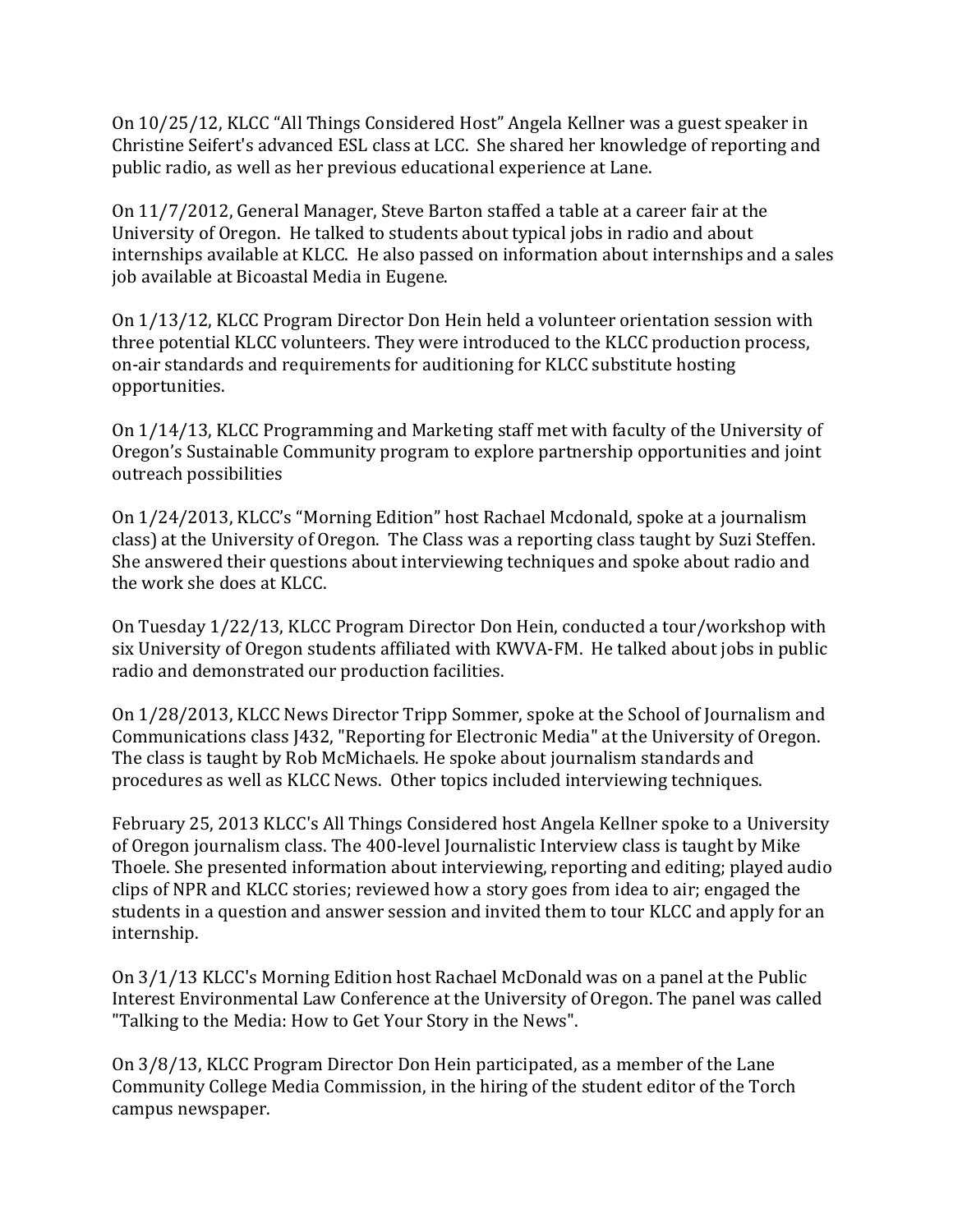On 10/25/12, KLCC "All Things Considered Host" Angela Kellner was a guest speaker in Christine Seifert's advanced ESL class at LCC. She shared her knowledge of reporting and public radio, as well as her previous educational experience at Lane.

On 11/7/2012, General Manager, Steve Barton staffed a table at a career fair at the University of Oregon. He talked to students about typical jobs in radio and about internships available at KLCC. He also passed on information about internships and a sales job available at Bicoastal Media in Eugene.

On 1/13/12, KLCC Program Director Don Hein held a volunteer orientation session with three potential KLCC volunteers. They were introduced to the KLCC production process, on-air standards and requirements for auditioning for KLCC substitute hosting opportunities.

On 1/14/13, KLCC Programming and Marketing staff met with faculty of the University of Oregon's Sustainable Community program to explore partnership opportunities and joint outreach possibilities

On 1/24/2013, KLCC's "Morning Edition" host Rachael Mcdonald, spoke at a journalism class) at the University of Oregon. The Class was a reporting class taught by Suzi Steffen. She answered their questions about interviewing techniques and spoke about radio and the work she does at KLCC.

On Tuesday 1/22/13, KLCC Program Director Don Hein, conducted a tour/workshop with six University of Oregon students affiliated with KWVA-FM. He talked about jobs in public radio and demonstrated our production facilities.

On 1/28/2013, KLCC News Director Tripp Sommer, spoke at the School of Journalism and Communications class J432, "Reporting for Electronic Media" at the University of Oregon. The class is taught by Rob McMichaels. He spoke about journalism standards and procedures as well as KLCC News. Other topics included interviewing techniques.

February 25, 2013 KLCC's All Things Considered host Angela Kellner spoke to a University of Oregon journalism class. The 400-level Journalistic Interview class is taught by Mike Thoele. She presented information about interviewing, reporting and editing; played audio clips of NPR and KLCC stories; reviewed how a story goes from idea to air; engaged the students in a question and answer session and invited them to tour KLCC and apply for an internship.

On 3/1/13 KLCC's Morning Edition host Rachael McDonald was on a panel at the Public Interest Environmental Law Conference at the University of Oregon. The panel was called "Talking to the Media: How to Get Your Story in the News".

On 3/8/13, KLCC Program Director Don Hein participated, as a member of the Lane Community College Media Commission, in the hiring of the student editor of the Torch campus newspaper.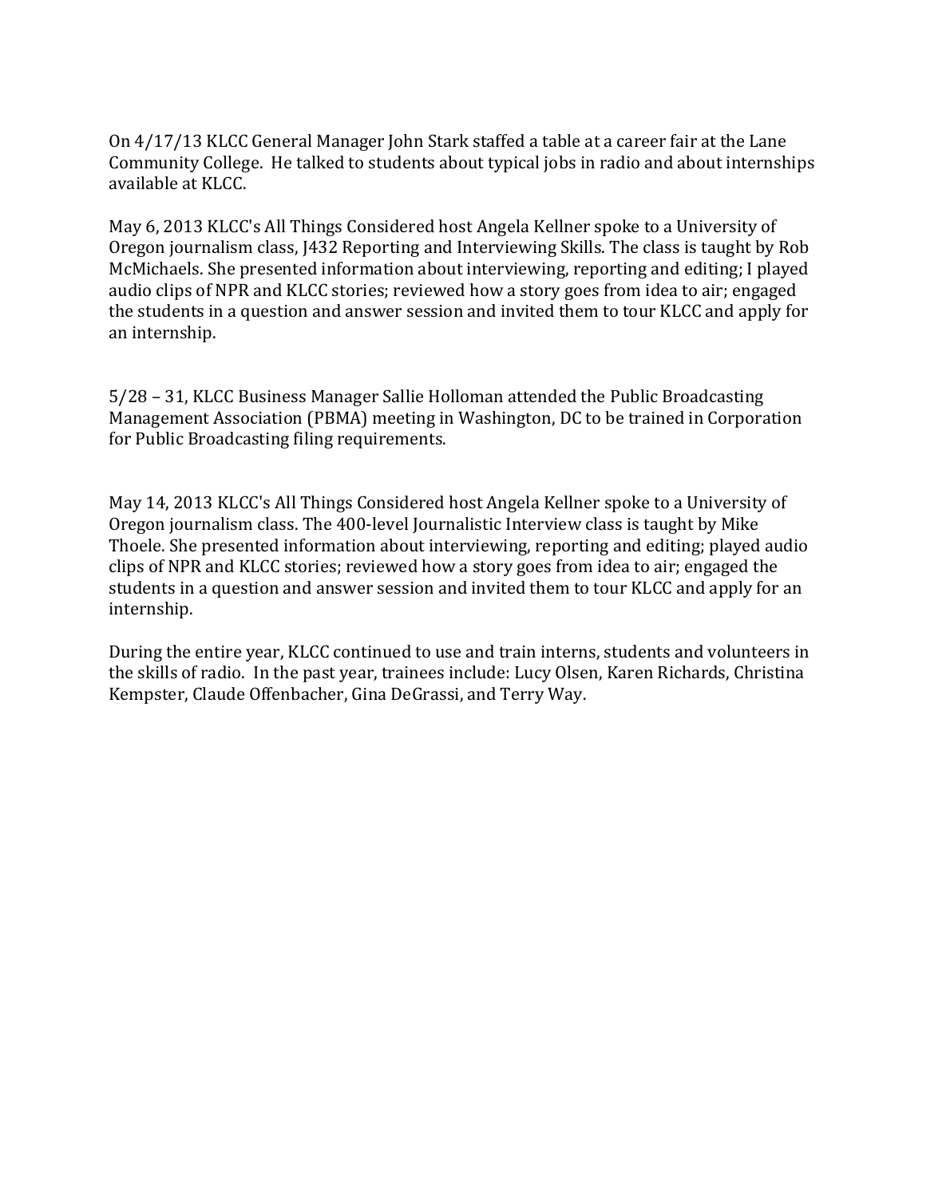On 4/17/13 KLCC General Manager John Stark staffed a table at a career fair at the Lane Community College. He talked to students about typical jobs in radio and about internships available at KLCC.

May 6, 2013 KLCC's All Things Considered host Angela Kellner spoke to a University of Oregon journalism class, J432 Reporting and Interviewing Skills. The class is taught by Rob McMichaels. She presented information about interviewing, reporting and editing; I played audio clips of NPR and KLCC stories; reviewed how a story goes from idea to air; engaged the students in a question and answer session and invited them to tour KLCC and apply for an internship.

5/28 – 31, KLCC Business Manager Sallie Holloman attended the Public Broadcasting Management Association (PBMA) meeting in Washington, DC to be trained in Corporation for Public Broadcasting filing requirements.

May 14, 2013 KLCC's All Things Considered host Angela Kellner spoke to a University of Oregon journalism class. The 400-level Journalistic Interview class is taught by Mike Thoele. She presented information about interviewing, reporting and editing; played audio clips of NPR and KLCC stories; reviewed how a story goes from idea to air; engaged the students in a question and answer session and invited them to tour KLCC and apply for an internship.

During the entire year, KLCC continued to use and train interns, students and volunteers in the skills of radio. In the past year, trainees include: Lucy Olsen, Karen Richards, Christina Kempster, Claude Offenbacher, Gina DeGrassi, and Terry Way.